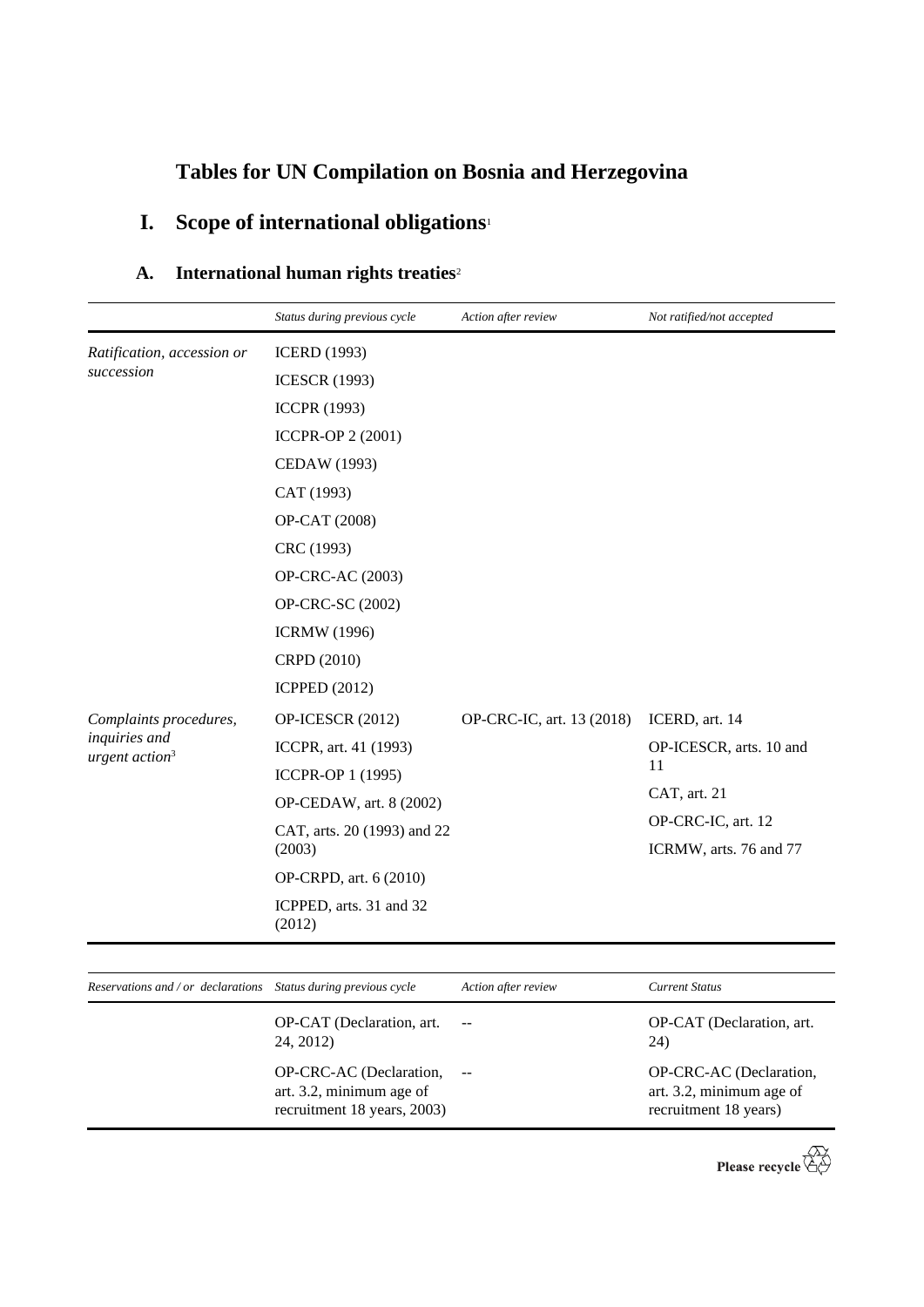# Tables for UN Compilation on Bosnia and Herzegovina

## I. Scope of international obligations[1]

### A. International human rights treaties[2]

| | *Status during previous cycle* | *Action after review* | *Not ratified/not accepted* |
|---|---|---|---|
| *Ratification, accession or succession* | ICERD (1993)<br>ICESCR (1993)<br>ICCPR (1993)<br>ICCPR-OP 2 (2001)<br>CEDAW (1993)<br>CAT (1993)<br>OP-CAT (2008)<br>CRC (1993)<br>OP-CRC-AC (2003)<br>OP-CRC-SC (2002)<br>ICRMW (1996)<br>CRPD (2010)<br>ICPPED (2012) | | |
| *Complaints procedures, inquiries and urgent action*[3] | OP-ICESCR (2012)<br>ICCPR, art. 41 (1993)<br>ICCPR-OP 1 (1995)<br>OP-CEDAW, art. 8 (2002)<br>CAT, arts. 20 (1993) and 22 (2003)<br>OP-CRPD, art. 6 (2010)<br>ICPPED, arts. 31 and 32 (2012) | OP-CRC-IC, art. 13 (2018) | ICERD, art. 14<br>OP-ICESCR, arts. 10 and 11<br>CAT, art. 21<br>OP-CRC-IC, art. 12<br>ICRMW, arts. 76 and 77 |

| *Reservations and / or declarations* | *Status during previous cycle* | *Action after review* | *Current Status* |
|---|---|---|---|
| | OP-CAT (Declaration, art. 24, 2012) | -- | OP-CAT (Declaration, art. 24) |
| | OP-CRC-AC (Declaration, art. 3.2, minimum age of recruitment 18 years, 2003) | -- | OP-CRC-AC (Declaration, art. 3.2, minimum age of recruitment 18 years) |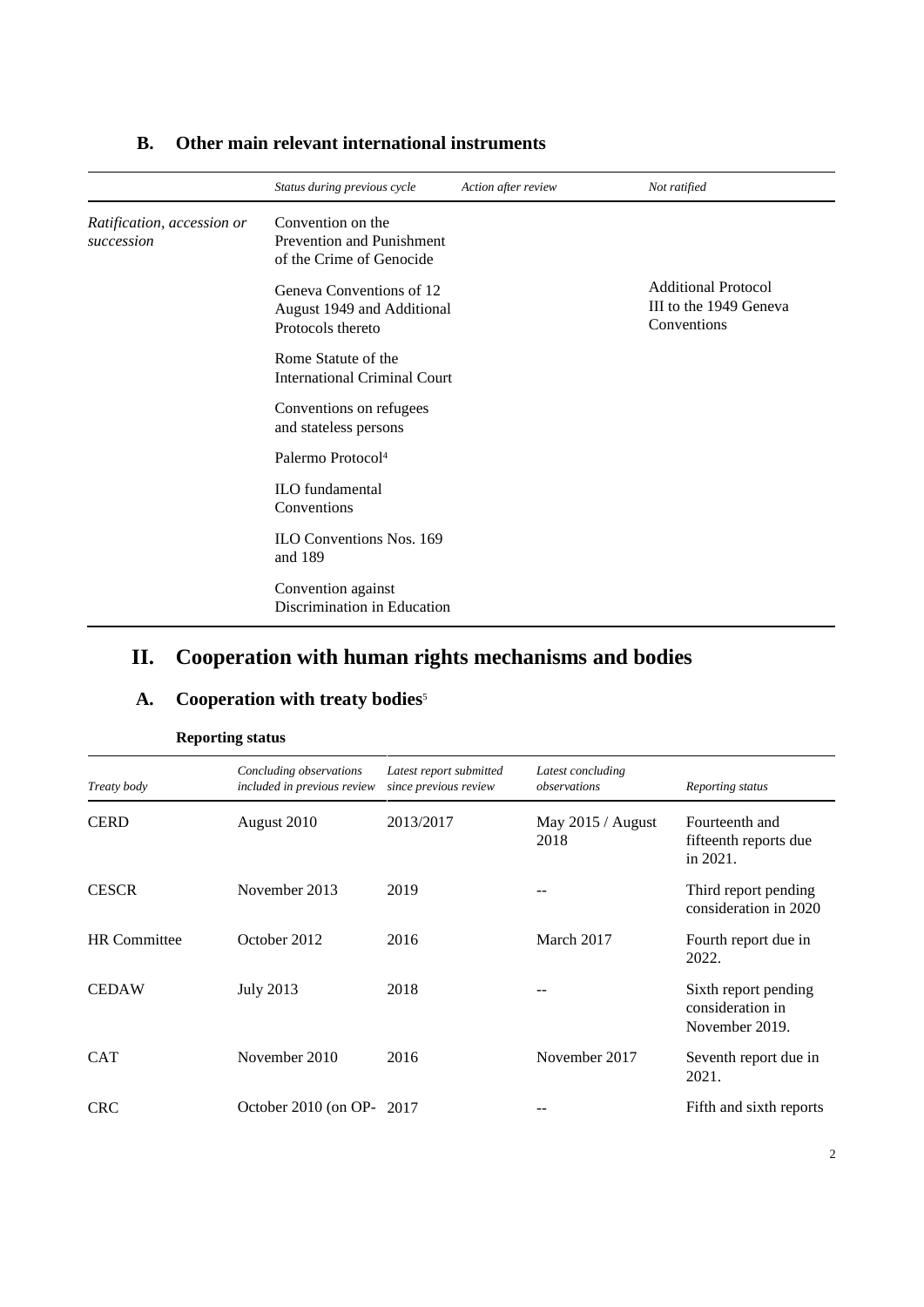## B. Other main relevant international instruments

| | *Status during previous cycle* | *Action after review* | *Not ratified* |
|---|---|---|---|
| *Ratification, accession or succession* | Convention on the Prevention and Punishment of the Crime of Genocide | | |
| | Geneva Conventions of 12 August 1949 and Additional Protocols thereto | | Additional Protocol III to the 1949 Geneva Conventions |
| | Rome Statute of the International Criminal Court | | |
| | Conventions on refugees and stateless persons | | |
| | Palermo Protocol[4] | | |
| | ILO fundamental Conventions | | |
| | ILO Conventions Nos. 169 and 189 | | |
| | Convention against Discrimination in Education | | |

# II. Cooperation with human rights mechanisms and bodies

## A. Cooperation with treaty bodies[5]

### Reporting status

| *Treaty body* | *Concluding observations included in previous review* | *Latest report submitted since previous review* | *Latest concluding observations* | *Reporting status* |
|---|---|---|---|---|
| CERD | August 2010 | 2013/2017 | May 2015 / August 2018 | Fourteenth and fifteenth reports due in 2021. |
| CESCR | November 2013 | 2019 | -- | Third report pending consideration in 2020 |
| HR Committee | October 2012 | 2016 | March 2017 | Fourth report due in 2022. |
| CEDAW | July 2013 | 2018 | -- | Sixth report pending consideration in November 2019. |
| CAT | November 2010 | 2016 | November 2017 | Seventh report due in 2021. |
| CRC | October 2010 (on OP- | 2017 | -- | Fifth and sixth reports |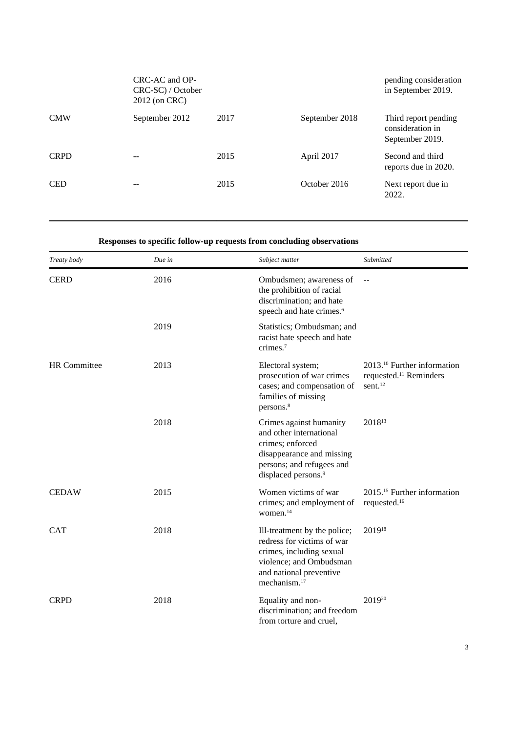| | CRC-AC and OP-CRC-SC) / October 2012 (on CRC) | | | pending consideration in September 2019. |
|---|---|---|---|---|
| CMW | September 2012 | 2017 | September 2018 | Third report pending consideration in September 2019. |
| CRPD | -- | 2015 | April 2017 | Second and third reports due in 2020. |
| CED | -- | 2015 | October 2016 | Next report due in 2022. |

**Responses to specific follow-up requests from concluding observations**

| *Treaty body* | *Due in* | *Subject matter* | *Submitted* |
|---|---|---|---|
| CERD | 2016 | Ombudsmen; awareness of the prohibition of racial discrimination; and hate speech and hate crimes.[6] | -- |
| | 2019 | Statistics; Ombudsman; and racist hate speech and hate crimes.[7] | |
| HR Committee | 2013 | Electoral system; prosecution of war crimes cases; and compensation of families of missing persons.[8] | 2013.[10] Further information requested.[11] Reminders sent.[12] |
| | 2018 | Crimes against humanity and other international crimes; enforced disappearance and missing persons; and refugees and displaced persons.[9] | 2018[13] |
| CEDAW | 2015 | Women victims of war crimes; and employment of women.[14] | 2015.[15] Further information requested.[16] |
| CAT | 2018 | Ill-treatment by the police; redress for victims of war crimes, including sexual violence; and Ombudsman and national preventive mechanism.[17] | 2019[18] |
| CRPD | 2018 | Equality and non-discrimination; and freedom from torture and cruel, | 2019[20] |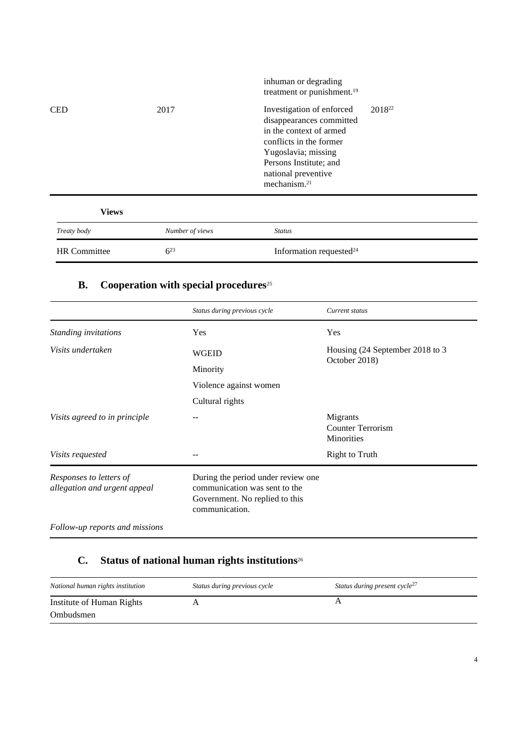| | | | |
|---|---|---|---|
| | | inhuman or degrading treatment or punishment.[19] | |
| CED | 2017 | Investigation of enforced disappearances committed in the context of armed conflicts in the former Yugoslavia; missing Persons Institute; and national preventive mechanism.[21] | 2018[22] |

**Views**

| *Treaty body* | *Number of views* | *Status* |
|---|---|---|
| HR Committee | 6[23] | Information requested[24] |

## B. Cooperation with special procedures[25]

| | *Status during previous cycle* | *Current status* |
|---|---|---|
| *Standing invitations* | Yes | Yes |
| *Visits undertaken* | WGEID<br>Minority<br>Violence against women<br>Cultural rights | Housing (24 September 2018 to 3 October 2018) |
| *Visits agreed to in principle* | -- | Migrants<br>Counter Terrorism<br>Minorities |
| *Visits requested* | -- | Right to Truth |
| *Responses to letters of allegation and urgent appeal* | During the period under review one communication was sent to the Government. No replied to this communication. | |
| *Follow-up reports and missions* | | |

## C. Status of national human rights institutions[26]

| *National human rights institution* | *Status during previous cycle* | *Status during present cycle*[27] |
|---|---|---|
| Institute of Human Rights Ombudsmen | A | A |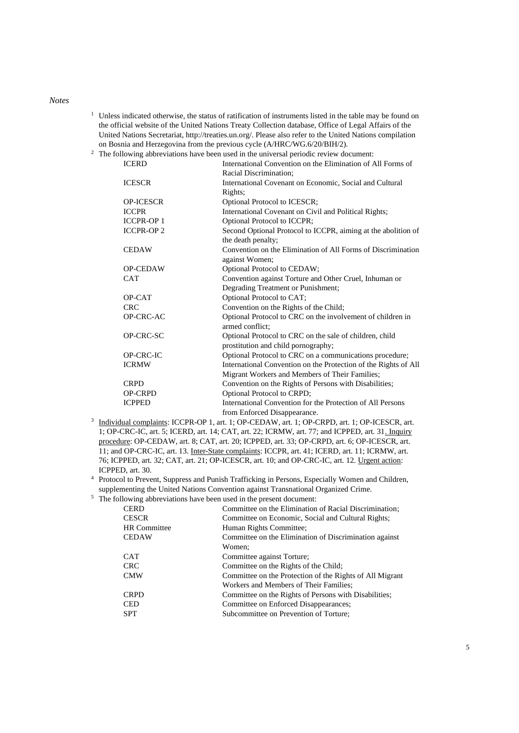*Notes*

[1] Unless indicated otherwise, the status of ratification of instruments listed in the table may be found on the official website of the United Nations Treaty Collection database, Office of Legal Affairs of the United Nations Secretariat, http://treaties.un.org/. Please also refer to the United Nations compilation on Bosnia and Herzegovina from the previous cycle (A/HRC/WG.6/20/BIH/2).

[2] The following abbreviations have been used in the universal periodic review document:

| | |
|---|---|
| ICERD | International Convention on the Elimination of All Forms of Racial Discrimination; |
| ICESCR | International Covenant on Economic, Social and Cultural Rights; |
| OP-ICESCR | Optional Protocol to ICESCR; |
| ICCPR | International Covenant on Civil and Political Rights; |
| ICCPR-OP 1 | Optional Protocol to ICCPR; |
| ICCPR-OP 2 | Second Optional Protocol to ICCPR, aiming at the abolition of the death penalty; |
| CEDAW | Convention on the Elimination of All Forms of Discrimination against Women; |
| OP-CEDAW | Optional Protocol to CEDAW; |
| CAT | Convention against Torture and Other Cruel, Inhuman or Degrading Treatment or Punishment; |
| OP-CAT | Optional Protocol to CAT; |
| CRC | Convention on the Rights of the Child; |
| OP-CRC-AC | Optional Protocol to CRC on the involvement of children in armed conflict; |
| OP-CRC-SC | Optional Protocol to CRC on the sale of children, child prostitution and child pornography; |
| OP-CRC-IC | Optional Protocol to CRC on a communications procedure; |
| ICRMW | International Convention on the Protection of the Rights of All Migrant Workers and Members of Their Families; |
| CRPD | Convention on the Rights of Persons with Disabilities; |
| OP-CRPD | Optional Protocol to CRPD; |
| ICPPED | International Convention for the Protection of All Persons from Enforced Disappearance. |

[3] Individual complaints: ICCPR-OP 1, art. 1; OP-CEDAW, art. 1; OP-CRPD, art. 1; OP-ICESCR, art. 1; OP-CRC-IC, art. 5; ICERD, art. 14; CAT, art. 22; ICRMW, art. 77; and ICPPED, art. 31. Inquiry procedure: OP-CEDAW, art. 8; CAT, art. 20; ICPPED, art. 33; OP-CRPD, art. 6; OP-ICESCR, art. 11; and OP-CRC-IC, art. 13. Inter-State complaints: ICCPR, art. 41; ICERD, art. 11; ICRMW, art. 76; ICPPED, art. 32; CAT, art. 21; OP-ICESCR, art. 10; and OP-CRC-IC, art. 12. Urgent action: ICPPED, art. 30.

[4] Protocol to Prevent, Suppress and Punish Trafficking in Persons, Especially Women and Children, supplementing the United Nations Convention against Transnational Organized Crime.

[5] The following abbreviations have been used in the present document:

| | |
|---|---|
| CERD | Committee on the Elimination of Racial Discrimination; |
| CESCR | Committee on Economic, Social and Cultural Rights; |
| HR Committee | Human Rights Committee; |
| CEDAW | Committee on the Elimination of Discrimination against Women; |
| CAT | Committee against Torture; |
| CRC | Committee on the Rights of the Child; |
| CMW | Committee on the Protection of the Rights of All Migrant Workers and Members of Their Families; |
| CRPD | Committee on the Rights of Persons with Disabilities; |
| CED | Committee on Enforced Disappearances; |
| SPT | Subcommittee on Prevention of Torture; |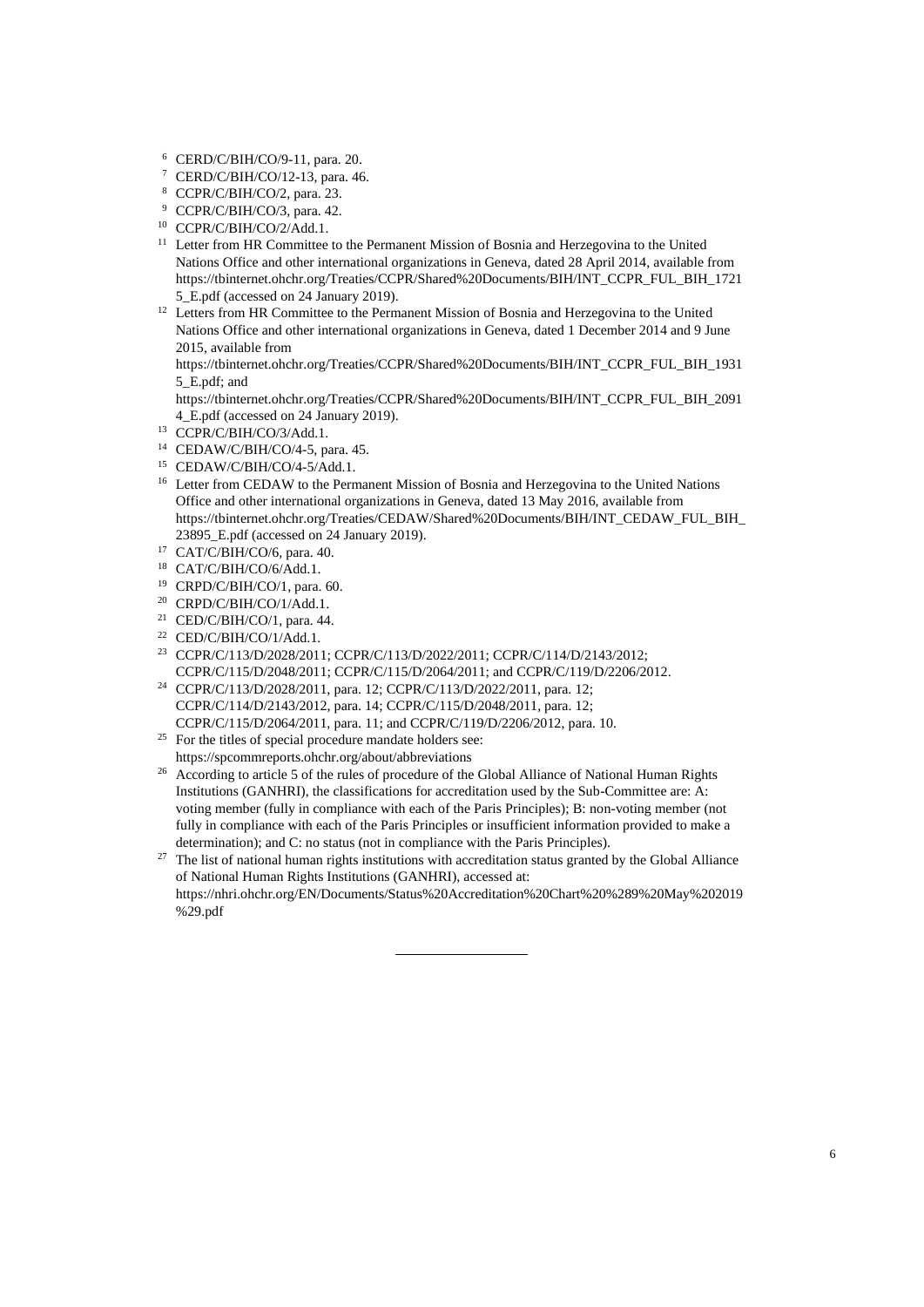[6] CERD/C/BIH/CO/9-11, para. 20.

[7] CERD/C/BIH/CO/12-13, para. 46.

[8] CCPR/C/BIH/CO/2, para. 23.

[9] CCPR/C/BIH/CO/3, para. 42.

[10] CCPR/C/BIH/CO/2/Add.1.

[11] Letter from HR Committee to the Permanent Mission of Bosnia and Herzegovina to the United Nations Office and other international organizations in Geneva, dated 28 April 2014, available from https://tbinternet.ohchr.org/Treaties/CCPR/Shared%20Documents/BIH/INT_CCPR_FUL_BIH_17215_E.pdf (accessed on 24 January 2019).

[12] Letters from HR Committee to the Permanent Mission of Bosnia and Herzegovina to the United Nations Office and other international organizations in Geneva, dated 1 December 2014 and 9 June 2015, available from https://tbinternet.ohchr.org/Treaties/CCPR/Shared%20Documents/BIH/INT_CCPR_FUL_BIH_19315_E.pdf; and https://tbinternet.ohchr.org/Treaties/CCPR/Shared%20Documents/BIH/INT_CCPR_FUL_BIH_20914_E.pdf (accessed on 24 January 2019).

[13] CCPR/C/BIH/CO/3/Add.1.

[14] CEDAW/C/BIH/CO/4-5, para. 45.

[15] CEDAW/C/BIH/CO/4-5/Add.1.

[16] Letter from CEDAW to the Permanent Mission of Bosnia and Herzegovina to the United Nations Office and other international organizations in Geneva, dated 13 May 2016, available from https://tbinternet.ohchr.org/Treaties/CEDAW/Shared%20Documents/BIH/INT_CEDAW_FUL_BIH_23895_E.pdf (accessed on 24 January 2019).

[17] CAT/C/BIH/CO/6, para. 40.

[18] CAT/C/BIH/CO/6/Add.1.

[19] CRPD/C/BIH/CO/1, para. 60.

[20] CRPD/C/BIH/CO/1/Add.1.

[21] CED/C/BIH/CO/1, para. 44.

[22] CED/C/BIH/CO/1/Add.1.

[23] CCPR/C/113/D/2028/2011; CCPR/C/113/D/2022/2011; CCPR/C/114/D/2143/2012; CCPR/C/115/D/2048/2011; CCPR/C/115/D/2064/2011; and CCPR/C/119/D/2206/2012.

[24] CCPR/C/113/D/2028/2011, para. 12; CCPR/C/113/D/2022/2011, para. 12; CCPR/C/114/D/2143/2012, para. 14; CCPR/C/115/D/2048/2011, para. 12; CCPR/C/115/D/2064/2011, para. 11; and CCPR/C/119/D/2206/2012, para. 10.

[25] For the titles of special procedure mandate holders see: https://spcommreports.ohchr.org/about/abbreviations

[26] According to article 5 of the rules of procedure of the Global Alliance of National Human Rights Institutions (GANHRI), the classifications for accreditation used by the Sub-Committee are: A: voting member (fully in compliance with each of the Paris Principles); B: non-voting member (not fully in compliance with each of the Paris Principles or insufficient information provided to make a determination); and C: no status (not in compliance with the Paris Principles).

[27] The list of national human rights institutions with accreditation status granted by the Global Alliance of National Human Rights Institutions (GANHRI), accessed at: https://nhri.ohchr.org/EN/Documents/Status%20Accreditation%20Chart%20%289%20May%202019%29.pdf